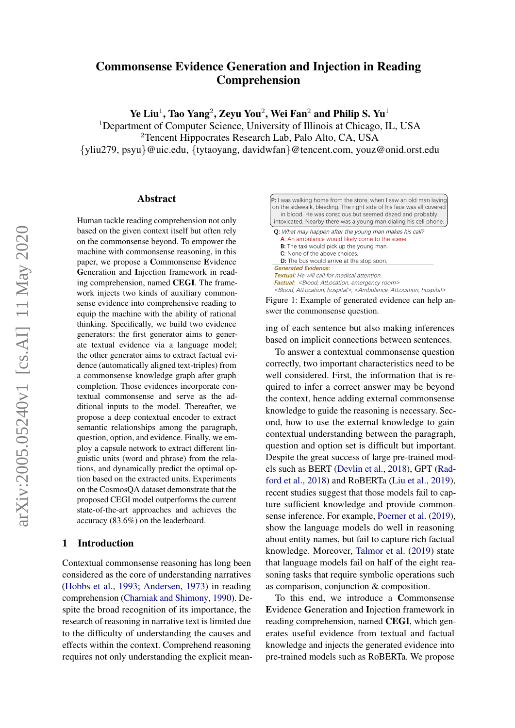# Commonsense Evidence Generation and Injection in Reading Comprehension

**Ye Liu**[1], **Tao Yang**[2], **Zeyu You**[2], **Wei Fan**[2] **and Philip S. Yu**[1]

[1]Department of Computer Science, University of Illinois at Chicago, IL, USA

[2]Tencent Hippocrates Research Lab, Palo Alto, CA, USA

{yliu279, psyu}@uic.edu, {tytaoyang, davidwfan}@tencent.com, youz@onid.orst.edu

## Abstract

Human tackle reading comprehension not only based on the given context itself but often rely on the commonsense beyond. To empower the machine with commonsense reasoning, in this paper, we propose a **C**ommonsense **E**vidence **G**eneration and **I**njection framework in reading comprehension, named **CEGI**. The framework injects two kinds of auxiliary commonsense evidence into comprehensive reading to equip the machine with the ability of rational thinking. Specifically, we build two evidence generators: the first generator aims to generate textual evidence via a language model; the other generator aims to extract factual evidence (automatically aligned text-triples) from a commonsense knowledge graph after graph completion. Those evidences incorporate contextual commonsense and serve as the additional inputs to the model. Thereafter, we propose a deep contextual encoder to extract semantic relationships among the paragraph, question, option, and evidence. Finally, we employ a capsule network to extract different linguistic units (word and phrase) from the relations, and dynamically predict the optimal option based on the extracted units. Experiments on the CosmosQA dataset demonstrate that the proposed CEGI model outperforms the current state-of-the-art approaches and achieves the accuracy (83.6%) on the leaderboard.

## 1 Introduction

Contextual commonsense reasoning has long been considered as the core of understanding narratives (Hobbs et al., 1993; Andersen, 1973) in reading comprehension (Charniak and Shimony, 1990). Despite the broad recognition of its importance, the research of reasoning in narrative text is limited due to the difficulty of understanding the causes and effects within the context. Comprehend reasoning requires not only understanding the explicit meaning of each sentence but also making inferences based on implicit connections between sentences.

> **P:** I was walking home from the store, when I saw an old man laying on the sidewalk, bleeding. The right side of his face was all covered in blood. He was conscious but seemed dazed and probably intoxicated. Nearby there was a young man dialing his cell phone.
>
> **Q:** *What may happen after the young man makes his call?*
> **A:** An ambulance would likely come to the scene.
> **B:** The taxi would pick up the young man.
> **C:** None of the above choices.
> **D:** The bus would arrive at the stop soon.
>
> ***Generated Evidence:***
> ***Textual:*** *He will call for medical attention.*
> ***Factual:*** *<Blood, AtLocation, emergency room>*
> *<Blood, AtLocation, hospital>, <Ambulance, AtLocation, hospital>*

Figure 1: Example of generated evidence can help answer the commonsense question.

To answer a contextual commonsense question correctly, two important characteristics need to be well considered. First, the information that is required to infer a correct answer may be beyond the context, hence adding external commonsense knowledge to guide the reasoning is necessary. Second, how to use the external knowledge to gain contextual understanding between the paragraph, question and option set is difficult but important. Despite the great success of large pre-trained models such as BERT (Devlin et al., 2018), GPT (Radford et al., 2018) and RoBERTa (Liu et al., 2019), recent studies suggest that those models fail to capture sufficient knowledge and provide commonsense inference. For example, Poerner et al. (2019), show the language models do well in reasoning about entity names, but fail to capture rich factual knowledge. Moreover, Talmor et al. (2019) state that language models fail on half of the eight reasoning tasks that require symbolic operations such as comparison, conjunction & composition.

To this end, we introduce a **C**ommonsense **E**vidence **G**eneration and **I**njection framework in reading comprehension, named **CEGI**, which generates useful evidence from textual and factual knowledge and injects the generated evidence into pre-trained models such as RoBERTa. We propose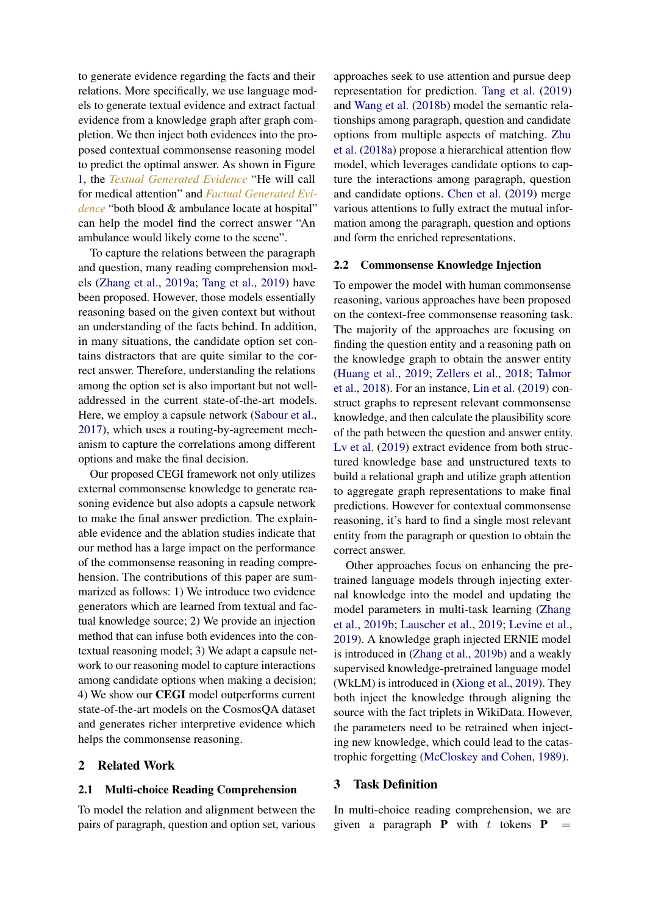to generate evidence regarding the facts and their relations. More specifically, we use language models to generate textual evidence and extract factual evidence from a knowledge graph after graph completion. We then inject both evidences into the proposed contextual commonsense reasoning model to predict the optimal answer. As shown in Figure 1, the *Textual Generated Evidence* "He will call for medical attention" and *Factual Generated Evidence* "both blood & ambulance locate at hospital" can help the model find the correct answer "An ambulance would likely come to the scene".

To capture the relations between the paragraph and question, many reading comprehension models (Zhang et al., 2019a; Tang et al., 2019) have been proposed. However, those models essentially reasoning based on the given context but without an understanding of the facts behind. In addition, in many situations, the candidate option set contains distractors that are quite similar to the correct answer. Therefore, understanding the relations among the option set is also important but not well-addressed in the current state-of-the-art models. Here, we employ a capsule network (Sabour et al., 2017), which uses a routing-by-agreement mechanism to capture the correlations among different options and make the final decision.

Our proposed CEGI framework not only utilizes external commonsense knowledge to generate reasoning evidence but also adopts a capsule network to make the final answer prediction. The explainable evidence and the ablation studies indicate that our method has a large impact on the performance of the commonsense reasoning in reading comprehension. The contributions of this paper are summarized as follows: 1) We introduce two evidence generators which are learned from textual and factual knowledge source; 2) We provide an injection method that can infuse both evidences into the contextual reasoning model; 3) We adapt a capsule network to our reasoning model to capture interactions among candidate options when making a decision; 4) We show our **CEGI** model outperforms current state-of-the-art models on the CosmosQA dataset and generates richer interpretive evidence which helps the commonsense reasoning.

## 2 Related Work

### 2.1 Multi-choice Reading Comprehension

To model the relation and alignment between the pairs of paragraph, question and option set, various approaches seek to use attention and pursue deep representation for prediction. Tang et al. (2019) and Wang et al. (2018b) model the semantic relationships among paragraph, question and candidate options from multiple aspects of matching. Zhu et al. (2018a) propose a hierarchical attention flow model, which leverages candidate options to capture the interactions among paragraph, question and candidate options. Chen et al. (2019) merge various attentions to fully extract the mutual information among the paragraph, question and options and form the enriched representations.

### 2.2 Commonsense Knowledge Injection

To empower the model with human commonsense reasoning, various approaches have been proposed on the context-free commonsense reasoning task. The majority of the approaches are focusing on finding the question entity and a reasoning path on the knowledge graph to obtain the answer entity (Huang et al., 2019; Zellers et al., 2018; Talmor et al., 2018). For an instance, Lin et al. (2019) construct graphs to represent relevant commonsense knowledge, and then calculate the plausibility score of the path between the question and answer entity. Lv et al. (2019) extract evidence from both structured knowledge base and unstructured texts to build a relational graph and utilize graph attention to aggregate graph representations to make final predictions. However for contextual commonsense reasoning, it's hard to find a single most relevant entity from the paragraph or question to obtain the correct answer.

Other approaches focus on enhancing the pretrained language models through injecting external knowledge into the model and updating the model parameters in multi-task learning (Zhang et al., 2019b; Lauscher et al., 2019; Levine et al., 2019). A knowledge graph injected ERNIE model is introduced in (Zhang et al., 2019b) and a weakly supervised knowledge-pretrained language model (WkLM) is introduced in (Xiong et al., 2019). They both inject the knowledge through aligning the source with the fact triplets in WikiData. However, the parameters need to be retrained when injecting new knowledge, which could lead to the catastrophic forgetting (McCloskey and Cohen, 1989).

## 3 Task Definition

In multi-choice reading comprehension, we are given a paragraph $\mathbf{P}$ with $t$ tokens $\mathbf{P}$ $=$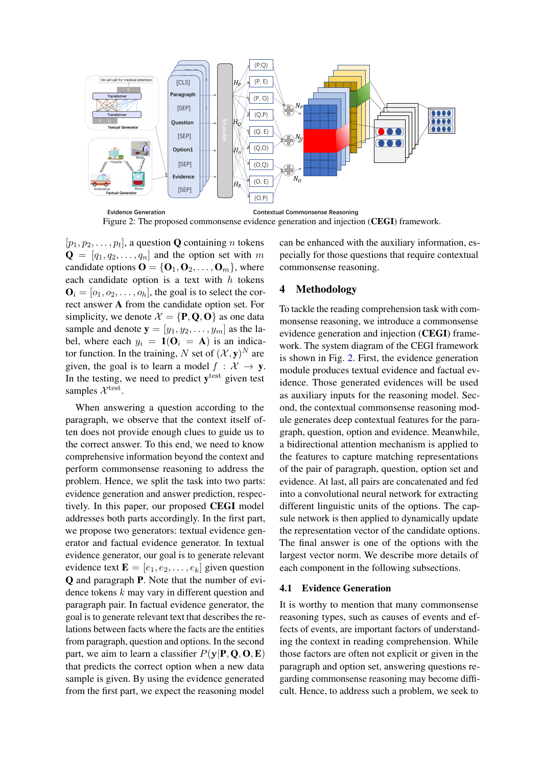Evidence Generation

Contextual Commonsense Reasoning

Figure 2: The proposed commonsense evidence generation and injection (**CEGI**) framework.

$[p_1, p_2, \ldots, p_t]$, a question $\mathbf{Q}$ containing $n$ tokens $\mathbf{Q} = [q_1, q_2, \ldots, q_n]$ and the option set with $m$ candidate options $\mathbf{O} = \{\mathbf{O}_1, \mathbf{O}_2, \ldots, \mathbf{O}_m\}$, where each candidate option is a text with $h$ tokens $\mathbf{O}_i = [o_1, o_2, \ldots, o_h]$, the goal is to select the correct answer $\mathbf{A}$ from the candidate option set. For simplicity, we denote $\mathcal{X} = \{\mathbf{P}, \mathbf{Q}, \mathbf{O}\}$ as one data sample and denote $\mathbf{y} = [y_1, y_2, \ldots, y_m]$ as the label, where each $y_i = \mathbf{1}(\mathbf{O}_i = \mathbf{A})$ is an indicator function. In the training, $N$ set of $(\mathcal{X}, \mathbf{y})^N$ are given, the goal is to learn a model $f : \mathcal{X} \to \mathbf{y}$. In the testing, we need to predict $\mathbf{y}^{\text{test}}$ given test samples $\mathcal{X}^{\text{test}}$.

When answering a question according to the paragraph, we observe that the context itself often does not provide enough clues to guide us to the correct answer. To this end, we need to know comprehensive information beyond the context and perform commonsense reasoning to address the problem. Hence, we split the task into two parts: evidence generation and answer prediction, respectively. In this paper, our proposed **CEGI** model addresses both parts accordingly. In the first part, we propose two generators: textual evidence generator and factual evidence generator. In textual evidence generator, our goal is to generate relevant evidence text $\mathbf{E} = [e_1, e_2, \ldots, e_k]$ given question $\mathbf{Q}$ and paragraph $\mathbf{P}$. Note that the number of evidence tokens $k$ may vary in different question and paragraph pair. In factual evidence generator, the goal is to generate relevant text that describes the relations between facts where the facts are the entities from paragraph, question and options. In the second part, we aim to learn a classifier $P(\mathbf{y}|\mathbf{P}, \mathbf{Q}, \mathbf{O}, \mathbf{E})$ that predicts the correct option when a new data sample is given. By using the evidence generated from the first part, we expect the reasoning model can be enhanced with the auxiliary information, especially for those questions that require contextual commonsense reasoning.

## 4 Methodology

To tackle the reading comprehension task with commonsense reasoning, we introduce a commonsense evidence generation and injection (**CEGI**) framework. The system diagram of the CEGI framework is shown in Fig. 2. First, the evidence generation module produces textual evidence and factual evidence. Those generated evidences will be used as auxiliary inputs for the reasoning model. Second, the contextual commonsense reasoning module generates deep contextual features for the paragraph, question, option and evidence. Meanwhile, a bidirectional attention mechanism is applied to the features to capture matching representations of the pair of paragraph, question, option set and evidence. At last, all pairs are concatenated and fed into a convolutional neural network for extracting different linguistic units of the options. The capsule network is then applied to dynamically update the representation vector of the candidate options. The final answer is one of the options with the largest vector norm. We describe more details of each component in the following subsections.

### 4.1 Evidence Generation

It is worthy to mention that many commonsense reasoning types, such as causes of events and effects of events, are important factors of understanding the context in reading comprehension. While those factors are often not explicit or given in the paragraph and option set, answering questions regarding commonsense reasoning may become difficult. Hence, to address such a problem, we seek to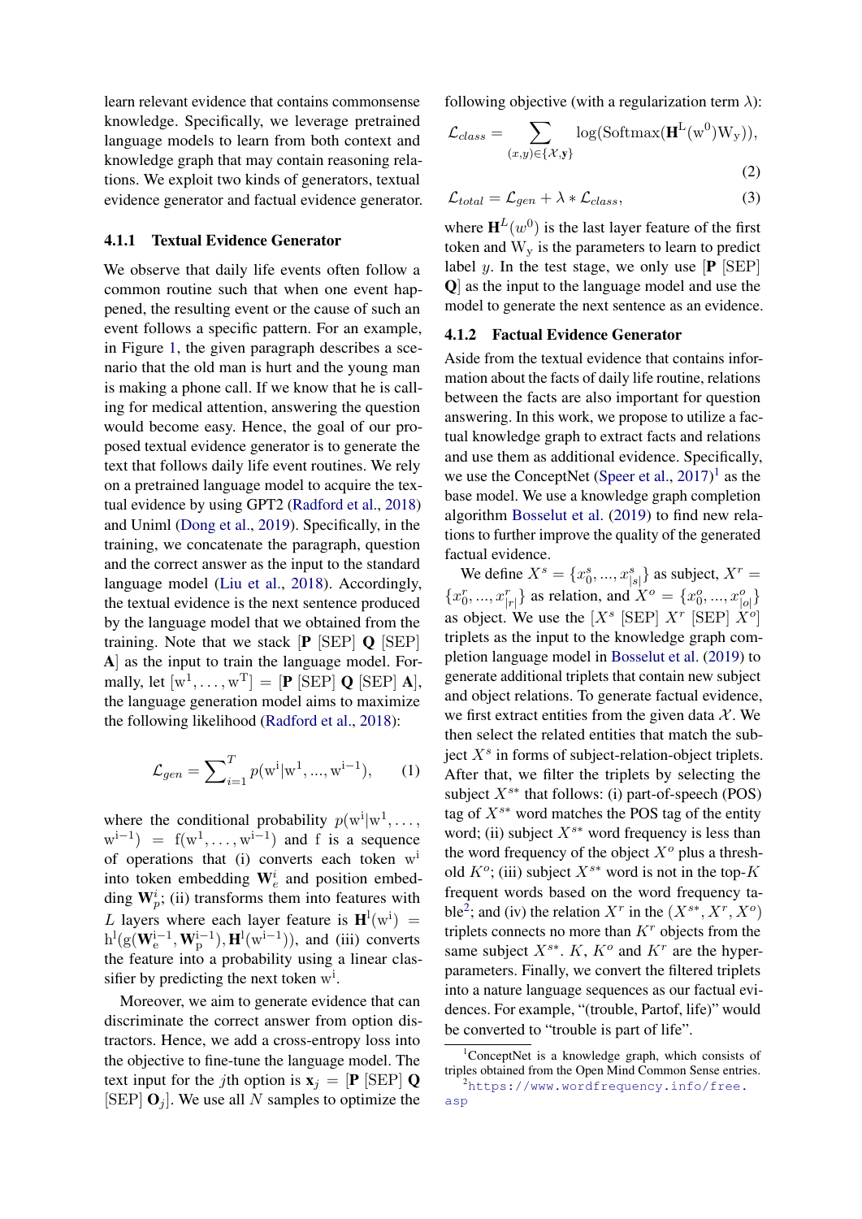learn relevant evidence that contains commonsense knowledge. Specifically, we leverage pretrained language models to learn from both context and knowledge graph that may contain reasoning relations. We exploit two kinds of generators, textual evidence generator and factual evidence generator.

#### 4.1.1 Textual Evidence Generator

We observe that daily life events often follow a common routine such that when one event happened, the resulting event or the cause of such an event follows a specific pattern. For an example, in Figure 1, the given paragraph describes a scenario that the old man is hurt and the young man is making a phone call. If we know that he is calling for medical attention, answering the question would become easy. Hence, the goal of our proposed textual evidence generator is to generate the text that follows daily life event routines. We rely on a pretrained language model to acquire the textual evidence by using GPT2 (Radford et al., 2018) and Uniml (Dong et al., 2019). Specifically, in the training, we concatenate the paragraph, question and the correct answer as the input to the standard language model (Liu et al., 2018). Accordingly, the textual evidence is the next sentence produced by the language model that we obtained from the training. Note that we stack [**P** [SEP] **Q** [SEP] **A**] as the input to train the language model. Formally, let $[\mathrm{w}^1, \dots, \mathrm{w}^\mathrm{T}] = [\mathbf{P}\ \text{[SEP]}\ \mathbf{Q}\ \text{[SEP]}\ \mathbf{A}]$, the language generation model aims to maximize the following likelihood (Radford et al., 2018):

$$\mathcal{L}_{gen} = \sum_{i=1}^{T} p(\mathrm{w}^\mathrm{i}|\mathrm{w}^1, ..., \mathrm{w}^{\mathrm{i}-1}), \qquad (1)$$

where the conditional probability $p(\mathrm{w}^\mathrm{i}|\mathrm{w}^1, \dots, \mathrm{w}^{\mathrm{i}-1}) = \mathrm{f}(\mathrm{w}^1, \dots, \mathrm{w}^{\mathrm{i}-1})$ and f is a sequence of operations that (i) converts each token $\mathrm{w}^\mathrm{i}$ into token embedding $\mathbf{W}_e^i$ and position embedding $\mathbf{W}_p^i$; (ii) transforms them into features with $L$ layers where each layer feature is $\mathbf{H}^\mathrm{l}(\mathrm{w}^\mathrm{i}) = \mathrm{h}^\mathrm{l}(\mathrm{g}(\mathbf{W}_\mathrm{e}^{\mathrm{i}-1}, \mathbf{W}_\mathrm{p}^{\mathrm{i}-1}), \mathbf{H}^\mathrm{l}(\mathrm{w}^{\mathrm{i}-1}))$, and (iii) converts the feature into a probability using a linear classifier by predicting the next token $\mathrm{w}^\mathrm{i}$.

Moreover, we aim to generate evidence that can discriminate the correct answer from option distractors. Hence, we add a cross-entropy loss into the objective to fine-tune the language model. The text input for the $j$th option is $\mathbf{x}_j = [\mathbf{P}\ \text{[SEP]}\ \mathbf{Q}\ \text{[SEP]}\ \mathbf{O}_j]$. We use all $N$ samples to optimize the following objective (with a regularization term $\lambda$):

$$\mathcal{L}_{class} = \sum_{(x,y) \in \{\mathcal{X}, \mathbf{y}\}} \log(\mathrm{Softmax}(\mathbf{H}^\mathrm{L}(\mathrm{w}^0)\mathrm{W}_\mathrm{y})), \qquad (2)$$

$$\mathcal{L}_{total} = \mathcal{L}_{gen} + \lambda * \mathcal{L}_{class}, \qquad (3)$$

where $\mathbf{H}^L(w^0)$ is the last layer feature of the first token and $\mathrm{W}_\mathrm{y}$ is the parameters to learn to predict label $y$. In the test stage, we only use [**P** [SEP] **Q**] as the input to the language model and use the model to generate the next sentence as an evidence.

#### 4.1.2 Factual Evidence Generator

Aside from the textual evidence that contains information about the facts of daily life routine, relations between the facts are also important for question answering. In this work, we propose to utilize a factual knowledge graph to extract facts and relations and use them as additional evidence. Specifically, we use the ConceptNet (Speer et al., 2017)[1] as the base model. We use a knowledge graph completion algorithm Bosselut et al. (2019) to find new relations to further improve the quality of the generated factual evidence.

We define $X^s = \{x_0^s, ..., x_{|s|}^s\}$ as subject, $X^r = \{x_0^r, ..., x_{|r|}^r\}$ as relation, and $X^o = \{x_0^o, ..., x_{|o|}^o\}$ as object. We use the $[X^s\ \text{[SEP]}\ X^r\ \text{[SEP]}\ X^o]$ triplets as the input to the knowledge graph completion language model in Bosselut et al. (2019) to generate additional triplets that contain new subject and object relations. To generate factual evidence, we first extract entities from the given data $\mathcal{X}$. We then select the related entities that match the subject $X^s$ in forms of subject-relation-object triplets. After that, we filter the triplets by selecting the subject $X^{s*}$ that follows: (i) part-of-speech (POS) tag of $X^{s*}$ word matches the POS tag of the entity word; (ii) subject $X^{s*}$ word frequency is less than the word frequency of the object $X^o$ plus a threshold $K^o$; (iii) subject $X^{s*}$ word is not in the top-$K$ frequent words based on the word frequency table[2]; and (iv) the relation $X^r$ in the $(X^{s*}, X^r, X^o)$ triplets connects no more than $K^r$ objects from the same subject $X^{s*}$. $K$, $K^o$ and $K^r$ are the hyper-parameters. Finally, we convert the filtered triplets into a nature language sequences as our factual evidences. For example, "(trouble, Partof, life)" would be converted to "trouble is part of life".

[1] ConceptNet is a knowledge graph, which consists of triples obtained from the Open Mind Common Sense entries.

[2] https://www.wordfrequency.info/free.asp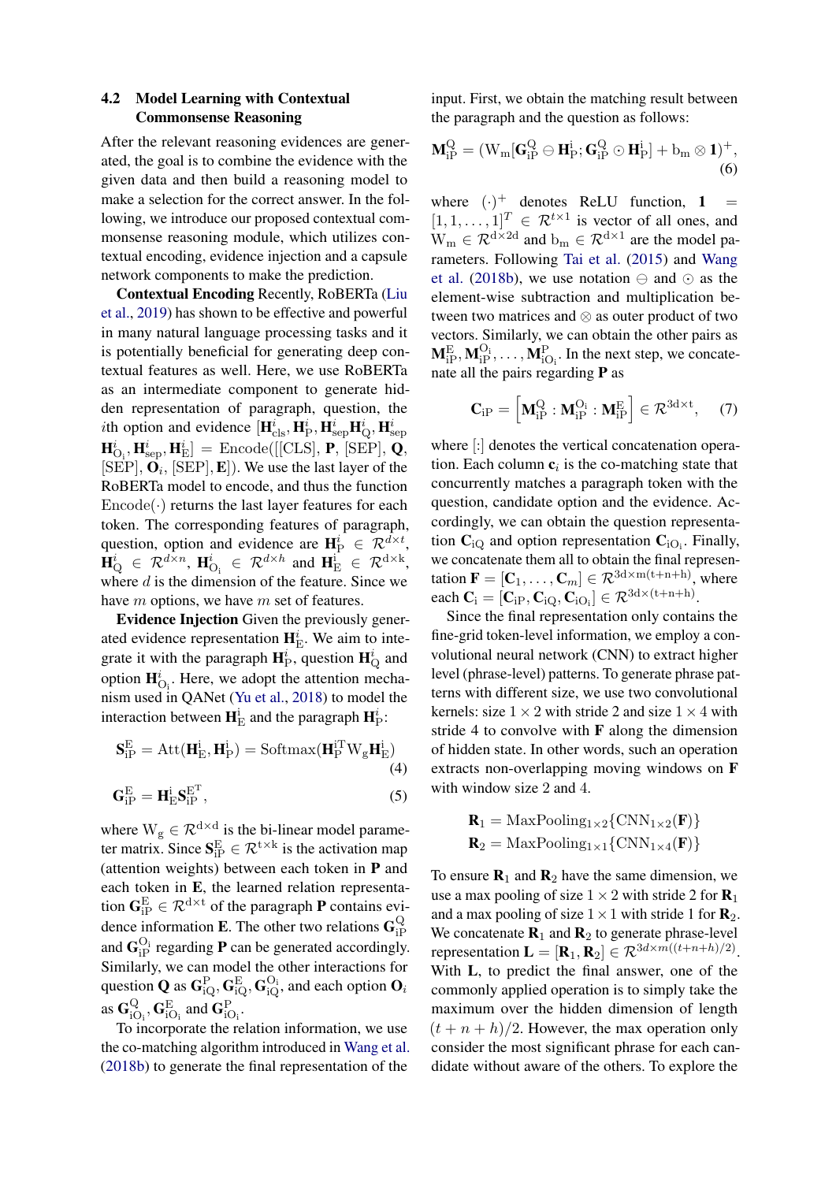### 4.2 Model Learning with Contextual Commonsense Reasoning

After the relevant reasoning evidences are generated, the goal is to combine the evidence with the given data and then build a reasoning model to make a selection for the correct answer. In the following, we introduce our proposed contextual commonsense reasoning module, which utilizes contextual encoding, evidence injection and a capsule network components to make the prediction.

**Contextual Encoding** Recently, RoBERTa (Liu et al., 2019) has shown to be effective and powerful in many natural language processing tasks and it is potentially beneficial for generating deep contextual features as well. Here, we use RoBERTa as an intermediate component to generate hidden representation of paragraph, question, the $i$th option and evidence $[\mathbf{H}^i_{\text{cls}}, \mathbf{H}^i_{\text{P}}, \mathbf{H}^i_{\text{sep}} \mathbf{H}^i_{\text{Q}}, \mathbf{H}^i_{\text{sep}} \mathbf{H}^i_{\text{O}_i}, \mathbf{H}^i_{\text{sep}}, \mathbf{H}^i_{\text{E}}] = \text{Encode}([[\text{CLS}], \mathbf{P}, [\text{SEP}], \mathbf{Q}, [\text{SEP}], \mathbf{O}_i, [\text{SEP}], \mathbf{E}])$. We use the last layer of the RoBERTa model to encode, and thus the function $\text{Encode}(\cdot)$ returns the last layer features for each token. The corresponding features of paragraph, question, option and evidence are $\mathbf{H}^i_{\text{P}} \in \mathcal{R}^{d \times t}$, $\mathbf{H}^i_{\text{Q}} \in \mathcal{R}^{d \times n}$, $\mathbf{H}^i_{\text{O}_i} \in \mathcal{R}^{d \times h}$ and $\mathbf{H}^i_{\text{E}} \in \mathcal{R}^{d \times k}$, where $d$ is the dimension of the feature. Since we have $m$ options, we have $m$ set of features.

**Evidence Injection** Given the previously generated evidence representation $\mathbf{H}^i_{\text{E}}$. We aim to integrate it with the paragraph $\mathbf{H}^i_{\text{P}}$, question $\mathbf{H}^i_{\text{Q}}$ and option $\mathbf{H}^i_{\text{O}_i}$. Here, we adopt the attention mechanism used in QANet (Yu et al., 2018) to model the interaction between $\mathbf{H}^i_{\text{E}}$ and the paragraph $\mathbf{H}^i_{\text{P}}$:

$$\mathbf{S}^{\text{E}}_{\text{iP}} = \text{Att}(\mathbf{H}^{\text{i}}_{\text{E}}, \mathbf{H}^{\text{i}}_{\text{P}}) = \text{Softmax}(\mathbf{H}^{\text{iT}}_{\text{P}} \text{W}_{\text{g}} \mathbf{H}^{\text{i}}_{\text{E}}) \tag{4}$$

$$\mathbf{G}^{\text{E}}_{\text{iP}} = \mathbf{H}^{\text{i}}_{\text{E}} \mathbf{S}^{\text{ET}}_{\text{iP}}, \tag{5}$$

where $\text{W}_{\text{g}} \in \mathcal{R}^{\text{d} \times \text{d}}$ is the bi-linear model parameter matrix. Since $\mathbf{S}^{\text{E}}_{\text{iP}} \in \mathcal{R}^{\text{t} \times \text{k}}$ is the activation map (attention weights) between each token in $\mathbf{P}$ and each token in $\mathbf{E}$, the learned relation representation $\mathbf{G}^{\text{E}}_{\text{iP}} \in \mathcal{R}^{\text{d} \times \text{t}}$ of the paragraph $\mathbf{P}$ contains evidence information $\mathbf{E}$. The other two relations $\mathbf{G}^{\text{Q}}_{\text{iP}}$ and $\mathbf{G}^{\text{O}_\text{i}}_{\text{iP}}$ regarding $\mathbf{P}$ can be generated accordingly. Similarly, we can model the other interactions for question $\mathbf{Q}$ as $\mathbf{G}^{\text{P}}_{\text{iQ}}, \mathbf{G}^{\text{E}}_{\text{iQ}}, \mathbf{G}^{\text{O}_\text{i}}_{\text{iQ}}$, and each option $\mathbf{O}_i$ as $\mathbf{G}^{\text{Q}}_{\text{iO}_\text{i}}, \mathbf{G}^{\text{E}}_{\text{iO}_\text{i}}$ and $\mathbf{G}^{\text{P}}_{\text{iO}_\text{i}}$.

To incorporate the relation information, we use the co-matching algorithm introduced in Wang et al. (2018b) to generate the final representation of the input. First, we obtain the matching result between the paragraph and the question as follows:

$$\mathbf{M}^{\text{Q}}_{\text{iP}} = (\text{W}_{\text{m}}[\mathbf{G}^{\text{Q}}_{\text{iP}} \ominus \mathbf{H}^{\text{i}}_{\text{P}}; \mathbf{G}^{\text{Q}}_{\text{iP}} \odot \mathbf{H}^{\text{i}}_{\text{P}}] + \text{b}_{\text{m}} \otimes \mathbf{1})^{+}, \tag{6}$$

where $(\cdot)^{+}$ denotes ReLU function, $\mathbf{1} = [1, 1, \ldots, 1]^T \in \mathcal{R}^{t \times 1}$ is vector of all ones, and $\text{W}_{\text{m}} \in \mathcal{R}^{\text{d} \times 2\text{d}}$ and $\text{b}_{\text{m}} \in \mathcal{R}^{\text{d} \times 1}$ are the model parameters. Following Tai et al. (2015) and Wang et al. (2018b), we use notation $\ominus$ and $\odot$ as the element-wise subtraction and multiplication between two matrices and $\otimes$ as outer product of two vectors. Similarly, we can obtain the other pairs as $\mathbf{M}^{\text{E}}_{\text{iP}}, \mathbf{M}^{\text{O}_\text{i}}_{\text{iP}}, \ldots, \mathbf{M}^{\text{P}}_{\text{iO}_\text{i}}$. In the next step, we concatenate all the pairs regarding $\mathbf{P}$ as

$$\mathbf{C}_{\text{iP}} = \left[\mathbf{M}^{\text{Q}}_{\text{iP}} : \mathbf{M}^{\text{O}_\text{i}}_{\text{iP}} : \mathbf{M}^{\text{E}}_{\text{iP}}\right] \in \mathcal{R}^{3d \times t}, \tag{7}$$

where [:] denotes the vertical concatenation operation. Each column $\mathbf{c}_i$ is the co-matching state that concurrently matches a paragraph token with the question, candidate option and the evidence. Accordingly, we can obtain the question representation $\mathbf{C}_{\text{iQ}}$ and option representation $\mathbf{C}_{\text{iO}_\text{i}}$. Finally, we concatenate them all to obtain the final representation $\mathbf{F} = [\mathbf{C}_1, \ldots, \mathbf{C}_m] \in \mathcal{R}^{3\text{d} \times \text{m}(\text{t}+\text{n}+\text{h})}$, where each $\mathbf{C}_\text{i} = [\mathbf{C}_{\text{iP}}, \mathbf{C}_{\text{iQ}}, \mathbf{C}_{\text{iO}_\text{i}}] \in \mathcal{R}^{3\text{d} \times (\text{t}+\text{n}+\text{h})}$.

Since the final representation only contains the fine-grid token-level information, we employ a convolutional neural network (CNN) to extract higher level (phrase-level) patterns. To generate phrase patterns with different size, we use two convolutional kernels: size $1 \times 2$ with stride 2 and size $1 \times 4$ with stride 4 to convolve with $\mathbf{F}$ along the dimension of hidden state. In other words, such an operation extracts non-overlapping moving windows on $\mathbf{F}$ with window size 2 and 4.

$$\mathbf{R}_1 = \text{MaxPooling}_{1 \times 2}\{\text{CNN}_{1 \times 2}(\mathbf{F})\}$$
$$\mathbf{R}_2 = \text{MaxPooling}_{1 \times 1}\{\text{CNN}_{1 \times 4}(\mathbf{F})\}$$

To ensure $\mathbf{R}_1$ and $\mathbf{R}_2$ have the same dimension, we use a max pooling of size $1 \times 2$ with stride 2 for $\mathbf{R}_1$ and a max pooling of size $1 \times 1$ with stride 1 for $\mathbf{R}_2$. We concatenate $\mathbf{R}_1$ and $\mathbf{R}_2$ to generate phrase-level representation $\mathbf{L} = [\mathbf{R}_1, \mathbf{R}_2] \in \mathcal{R}^{3d \times m((t+n+h)/2)}$. With $\mathbf{L}$, to predict the final answer, one of the commonly applied operation is to simply take the maximum over the hidden dimension of length $(t + n + h)/2$. However, the max operation only consider the most significant phrase for each candidate option without aware of the others. To explore the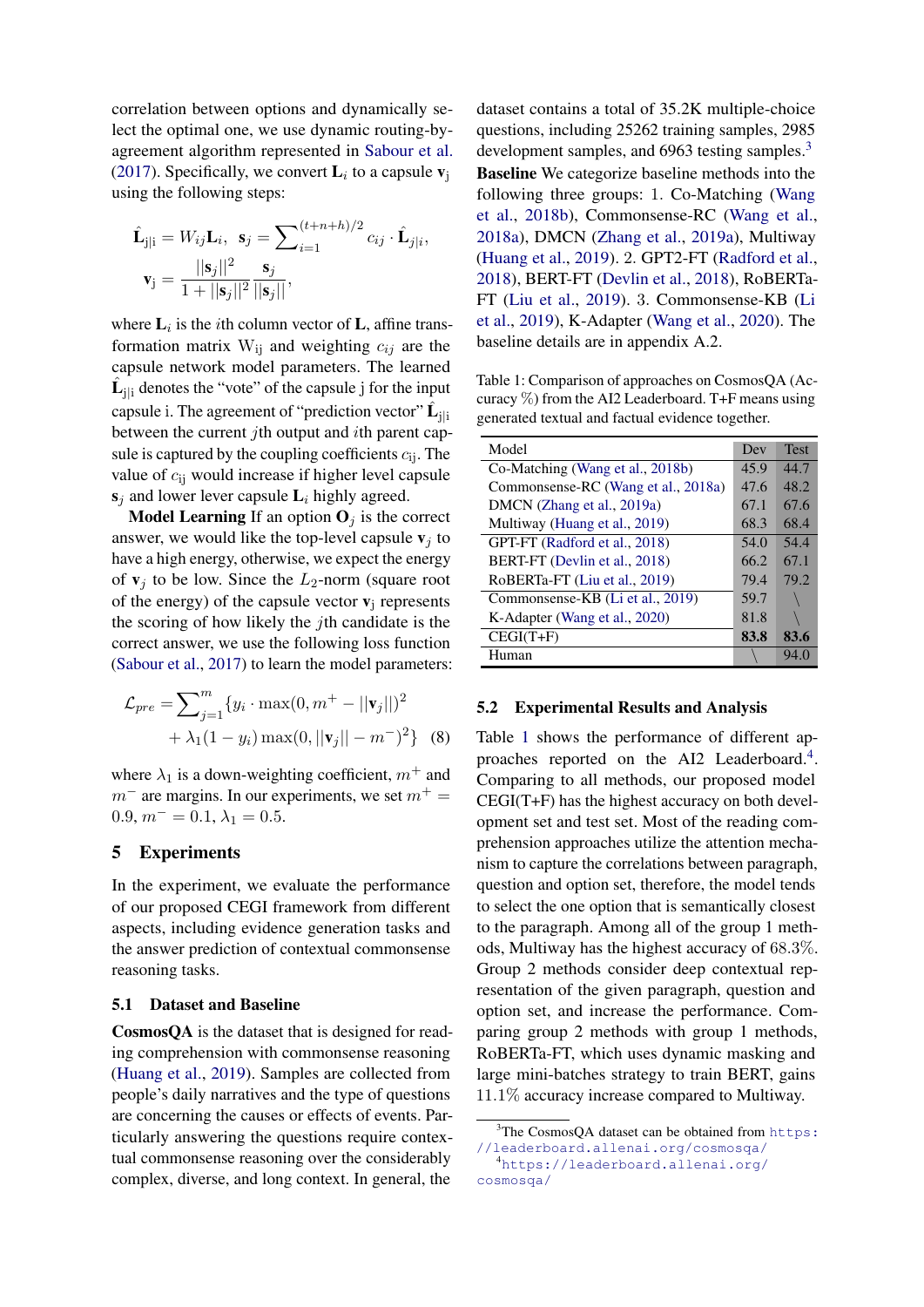correlation between options and dynamically select the optimal one, we use dynamic routing-by-agreement algorithm represented in Sabour et al. (2017). Specifically, we convert $\mathbf{L}_i$ to a capsule $\mathbf{v}_j$ using the following steps:

$$\hat{\mathbf{L}}_{j|i} = W_{ij}\mathbf{L}_i, \;\; \mathbf{s}_j = \sum_{i=1}^{(t+n+h)/2} c_{ij} \cdot \hat{\mathbf{L}}_{j|i},$$

$$\mathbf{v}_j = \frac{||\mathbf{s}_j||^2}{1+||\mathbf{s}_j||^2}\frac{\mathbf{s}_j}{||\mathbf{s}_j||},$$

where $\mathbf{L}_i$ is the $i$th column vector of $\mathbf{L}$, affine transformation matrix $W_{ij}$ and weighting $c_{ij}$ are the capsule network model parameters. The learned $\hat{\mathbf{L}}_{j|i}$ denotes the "vote" of the capsule j for the input capsule i. The agreement of "prediction vector" $\hat{\mathbf{L}}_{j|i}$ between the current $j$th output and $i$th parent capsule is captured by the coupling coefficients $c_{ij}$. The value of $c_{ij}$ would increase if higher level capsule $\mathbf{s}_j$ and lower lever capsule $\mathbf{L}_i$ highly agreed.

**Model Learning** If an option $\mathbf{O}_j$ is the correct answer, we would like the top-level capsule $\mathbf{v}_j$ to have a high energy, otherwise, we expect the energy of $\mathbf{v}_j$ to be low. Since the $L_2$-norm (square root of the energy) of the capsule vector $\mathbf{v}_j$ represents the scoring of how likely the $j$th candidate is the correct answer, we use the following loss function (Sabour et al., 2017) to learn the model parameters:

$$\mathcal{L}_{pre} = \sum_{j=1}^{m}\{y_i \cdot \max(0, m^+ - ||\mathbf{v}_j||)^2 + \lambda_1(1-y_i)\max(0, ||\mathbf{v}_j|| - m^-)^2\} \quad (8)$$

where $\lambda_1$ is a down-weighting coefficient, $m^+$ and $m^-$ are margins. In our experiments, we set $m^+ = 0.9$, $m^- = 0.1$, $\lambda_1 = 0.5$.

## 5 Experiments

In the experiment, we evaluate the performance of our proposed CEGI framework from different aspects, including evidence generation tasks and the answer prediction of contextual commonsense reasoning tasks.

### 5.1 Dataset and Baseline

**CosmosQA** is the dataset that is designed for reading comprehension with commonsense reasoning (Huang et al., 2019). Samples are collected from people's daily narratives and the type of questions are concerning the causes or effects of events. Particularly answering the questions require contextual commonsense reasoning over the considerably complex, diverse, and long context. In general, the dataset contains a total of 35.2K multiple-choice questions, including 25262 training samples, 2985 development samples, and 6963 testing samples.[3]

**Baseline** We categorize baseline methods into the following three groups: 1. Co-Matching (Wang et al., 2018b), Commonsense-RC (Wang et al., 2018a), DMCN (Zhang et al., 2019a), Multiway (Huang et al., 2019). 2. GPT2-FT (Radford et al., 2018), BERT-FT (Devlin et al., 2018), RoBERTa-FT (Liu et al., 2019). 3. Commonsense-KB (Li et al., 2019), K-Adapter (Wang et al., 2020). The baseline details are in appendix A.2.

Table 1: Comparison of approaches on CosmosQA (Accuracy %) from the AI2 Leaderboard. T+F means using generated textual and factual evidence together.

| Model | Dev | Test |
|---|---|---|
| Co-Matching (Wang et al., 2018b) | 45.9 | 44.7 |
| Commonsense-RC (Wang et al., 2018a) | 47.6 | 48.2 |
| DMCN (Zhang et al., 2019a) | 67.1 | 67.6 |
| Multiway (Huang et al., 2019) | 68.3 | 68.4 |
| GPT-FT (Radford et al., 2018) | 54.0 | 54.4 |
| BERT-FT (Devlin et al., 2018) | 66.2 | 67.1 |
| RoBERTa-FT (Liu et al., 2019) | 79.4 | 79.2 |
| Commonsense-KB (Li et al., 2019) | 59.7 | \ |
| K-Adapter (Wang et al., 2020) | 81.8 | \ |
| CEGI(T+F) | **83.8** | **83.6** |
| Human | \ | 94.0 |

### 5.2 Experimental Results and Analysis

Table 1 shows the performance of different approaches reported on the AI2 Leaderboard.[4]. Comparing to all methods, our proposed model CEGI(T+F) has the highest accuracy on both development set and test set. Most of the reading comprehension approaches utilize the attention mechanism to capture the correlations between paragraph, question and option set, therefore, the model tends to select the one option that is semantically closest to the paragraph. Among all of the group 1 methods, Multiway has the highest accuracy of 68.3%. Group 2 methods consider deep contextual representation of the given paragraph, question and option set, and increase the performance. Comparing group 2 methods with group 1 methods, RoBERTa-FT, which uses dynamic masking and large mini-batches strategy to train BERT, gains 11.1% accuracy increase compared to Multiway.

[3] The CosmosQA dataset can be obtained from https://leaderboard.allenai.org/cosmosqa/

[4] https://leaderboard.allenai.org/cosmosqa/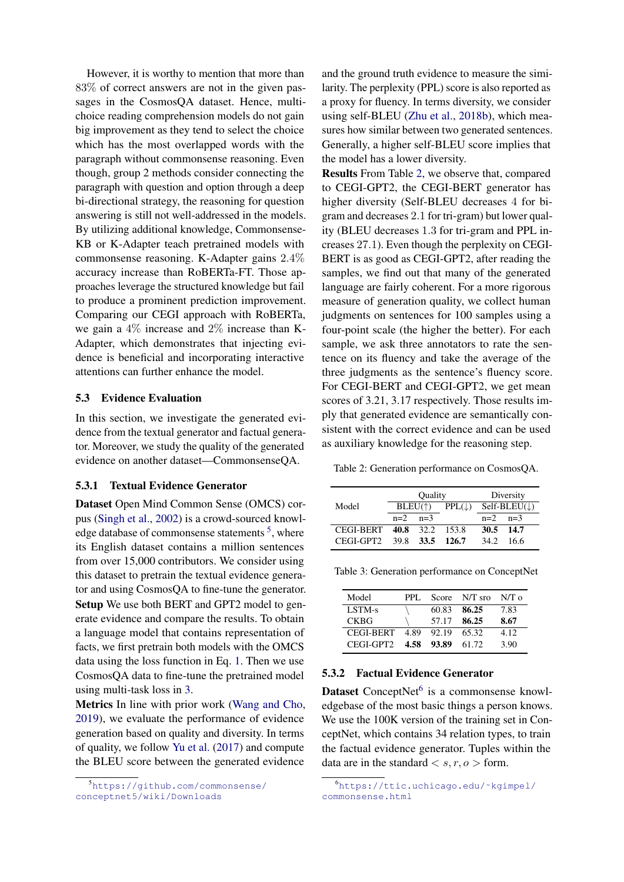However, it is worthy to mention that more than 83% of correct answers are not in the given passages in the CosmosQA dataset. Hence, multi-choice reading comprehension models do not gain big improvement as they tend to select the choice which has the most overlapped words with the paragraph without commonsense reasoning. Even though, group 2 methods consider connecting the paragraph with question and option through a deep bi-directional strategy, the reasoning for question answering is still not well-addressed in the models. By utilizing additional knowledge, Commonsense-KB or K-Adapter teach pretrained models with commonsense reasoning. K-Adapter gains 2.4% accuracy increase than RoBERTa-FT. Those approaches leverage the structured knowledge but fail to produce a prominent prediction improvement. Comparing our CEGI approach with RoBERTa, we gain a 4% increase and 2% increase than K-Adapter, which demonstrates that injecting evidence is beneficial and incorporating interactive attentions can further enhance the model.

### 5.3 Evidence Evaluation

In this section, we investigate the generated evidence from the textual generator and factual generator. Moreover, we study the quality of the generated evidence on another dataset—CommonsenseQA.

#### 5.3.1 Textual Evidence Generator

**Dataset** Open Mind Common Sense (OMCS) corpus (Singh et al., 2002) is a crowd-sourced knowledge database of commonsense statements [5], where its English dataset contains a million sentences from over 15,000 contributors. We consider using this dataset to pretrain the textual evidence generator and using CosmosQA to fine-tune the generator.

**Setup** We use both BERT and GPT2 model to generate evidence and compare the results. To obtain a language model that contains representation of facts, we first pretrain both models with the OMCS data using the loss function in Eq. 1. Then we use CosmosQA data to fine-tune the pretrained model using multi-task loss in 3.

**Metrics** In line with prior work (Wang and Cho, 2019), we evaluate the performance of evidence generation based on quality and diversity. In terms of quality, we follow Yu et al. (2017) and compute the BLEU score between the generated evidence and the ground truth evidence to measure the similarity. The perplexity (PPL) score is also reported as a proxy for fluency. In terms diversity, we consider using self-BLEU (Zhu et al., 2018b), which measures how similar between two generated sentences. Generally, a higher self-BLEU score implies that the model has a lower diversity.

**Results** From Table 2, we observe that, compared to CEGI-GPT2, the CEGI-BERT generator has higher diversity (Self-BLEU decreases 4 for bi-gram and decreases 2.1 for tri-gram) but lower quality (BLEU decreases 1.3 for tri-gram and PPL increases 27.1). Even though the perplexity on CEGI-BERT is as good as CEGI-GPT2, after reading the samples, we find out that many of the generated language are fairly coherent. For a more rigorous measure of generation quality, we collect human judgments on sentences for 100 samples using a four-point scale (the higher the better). For each sample, we ask three annotators to rate the sentence on its fluency and take the average of the three judgments as the sentence's fluency score. For CEGI-BERT and CEGI-GPT2, we get mean scores of 3.21, 3.17 respectively. Those results imply that generated evidence are semantically consistent with the correct evidence and can be used as auxiliary knowledge for the reasoning step.

Table 2: Generation performance on CosmosQA.

| Model | Quality | | | Diversity | |
|---|---|---|---|---|---|
| | BLEU(↑) | | PPL(↓) | Self-BLEU(↓) | |
| | n=2 | n=3 | | n=2 | n=3 |
| CEGI-BERT | **40.8** | 32.2 | 153.8 | **30.5** | **14.7** |
| CEGI-GPT2 | 39.8 | **33.5** | **126.7** | 34.2 | 16.6 |

Table 3: Generation performance on ConceptNet

| Model | PPL | Score | N/T sro | N/T o |
|---|---|---|---|---|
| LSTM-s | \ | 60.83 | **86.25** | 7.83 |
| CKBG | \ | 57.17 | **86.25** | **8.67** |
| CEGI-BERT | 4.89 | 92.19 | 65.32 | 4.12 |
| CEGI-GPT2 | **4.58** | **93.89** | 61.72 | 3.90 |

#### 5.3.2 Factual Evidence Generator

**Dataset** ConceptNet[6] is a commonsense knowledgebase of the most basic things a person knows. We use the 100K version of the training set in ConceptNet, which contains 34 relation types, to train the factual evidence generator. Tuples within the data are in the standard $< s, r, o >$ form.

[5] https://github.com/commonsense/conceptnet5/wiki/Downloads

[6] https://ttic.uchicago.edu/~kgimpel/commonsense.html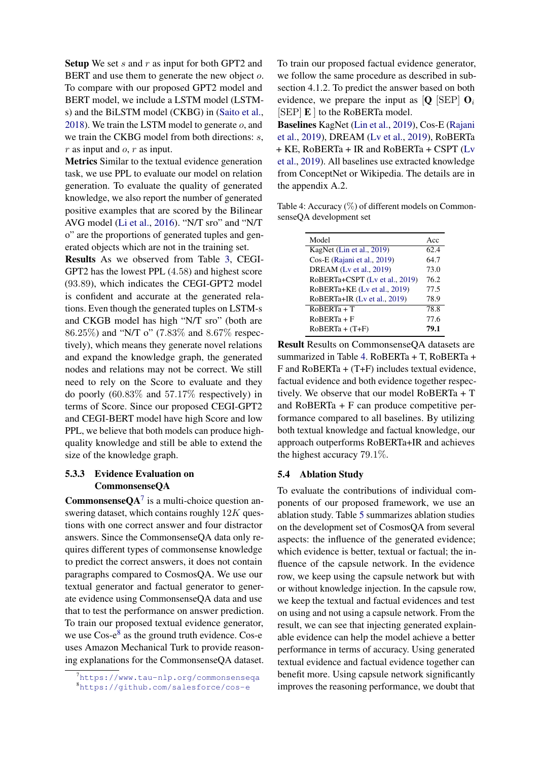**Setup** We set $s$ and $r$ as input for both GPT2 and BERT and use them to generate the new object $o$. To compare with our proposed GPT2 model and BERT model, we include a LSTM model (LSTM-s) and the BiLSTM model (CKBG) in (Saito et al., 2018). We train the LSTM model to generate $o$, and we train the CKBG model from both directions: $s$, $r$ as input and $o$, $r$ as input.

**Metrics** Similar to the textual evidence generation task, we use PPL to evaluate our model on relation generation. To evaluate the quality of generated knowledge, we also report the number of generated positive examples that are scored by the Bilinear AVG model (Li et al., 2016). "N/T sro" and "N/T o" are the proportions of generated tuples and generated objects which are not in the training set.

**Results** As we observed from Table 3, CEGI-GPT2 has the lowest PPL (4.58) and highest score (93.89), which indicates the CEGI-GPT2 model is confident and accurate at the generated relations. Even though the generated tuples on LSTM-s and CKGB model has high "N/T sro" (both are 86.25%) and "N/T o" (7.83% and 8.67% respectively), which means they generate novel relations and expand the knowledge graph, the generated nodes and relations may not be correct. We still need to rely on the Score to evaluate and they do poorly (60.83% and 57.17% respectively) in terms of Score. Since our proposed CEGI-GPT2 and CEGI-BERT model have high Score and low PPL, we believe that both models can produce high-quality knowledge and still be able to extend the size of the knowledge graph.

#### 5.3.3 Evidence Evaluation on CommonsenseQA

**CommonsenseQA**[7] is a multi-choice question answering dataset, which contains roughly $12K$ questions with one correct answer and four distractor answers. Since the CommonsenseQA data only requires different types of commonsense knowledge to predict the correct answers, it does not contain paragraphs compared to CosmosQA. We use our textual generator and factual generator to generate evidence using CommonsenseQA data and use that to test the performance on answer prediction. To train our proposed textual evidence generator, we use Cos-e[8] as the ground truth evidence. Cos-e uses Amazon Mechanical Turk to provide reasoning explanations for the CommonsenseQA dataset. To train our proposed factual evidence generator, we follow the same procedure as described in subsection 4.1.2. To predict the answer based on both evidence, we prepare the input as [**Q** [SEP] $\mathbf{O}_i$ [SEP] **E** ] to the RoBERTa model.

**Baselines** KagNet (Lin et al., 2019), Cos-E (Rajani et al., 2019), DREAM (Lv et al., 2019), RoBERTa + KE, RoBERTa + IR and RoBERTa + CSPT (Lv et al., 2019). All baselines use extracted knowledge from ConceptNet or Wikipedia. The details are in the appendix A.2.

Table 4: Accuracy (%) of different models on CommonsenseQA development set

| Model | Acc |
|---|---|
| KagNet (Lin et al., 2019) | 62.4 |
| Cos-E (Rajani et al., 2019) | 64.7 |
| DREAM (Lv et al., 2019) | 73.0 |
| RoBERTa+CSPT (Lv et al., 2019) | 76.2 |
| RoBERTa+KE (Lv et al., 2019) | 77.5 |
| RoBERTa+IR (Lv et al., 2019) | 78.9 |
| RoBERTa + T | 78.8 |
| RoBERTa + F | 77.6 |
| RoBERTa + (T+F) | **79.1** |

**Result** Results on CommonsenseQA datasets are summarized in Table 4. RoBERTa + T, RoBERTa + F and RoBERTa + (T+F) includes textual evidence, factual evidence and both evidence together respectively. We observe that our model RoBERTa + T and RoBERTa + F can produce competitive performance compared to all baselines. By utilizing both textual knowledge and factual knowledge, our approach outperforms RoBERTa+IR and achieves the highest accuracy 79.1%.

### 5.4 Ablation Study

To evaluate the contributions of individual components of our proposed framework, we use an ablation study. Table 5 summarizes ablation studies on the development set of CosmosQA from several aspects: the influence of the generated evidence; which evidence is better, textual or factual; the influence of the capsule network. In the evidence row, we keep using the capsule network but with or without knowledge injection. In the capsule row, we keep the textual and factual evidences and test on using and not using a capsule network. From the result, we can see that injecting generated explainable evidence can help the model achieve a better performance in terms of accuracy. Using generated textual evidence and factual evidence together can benefit more. Using capsule network significantly improves the reasoning performance, we doubt that

[7]https://www.tau-nlp.org/commonsenseqa
[8]https://github.com/salesforce/cos-e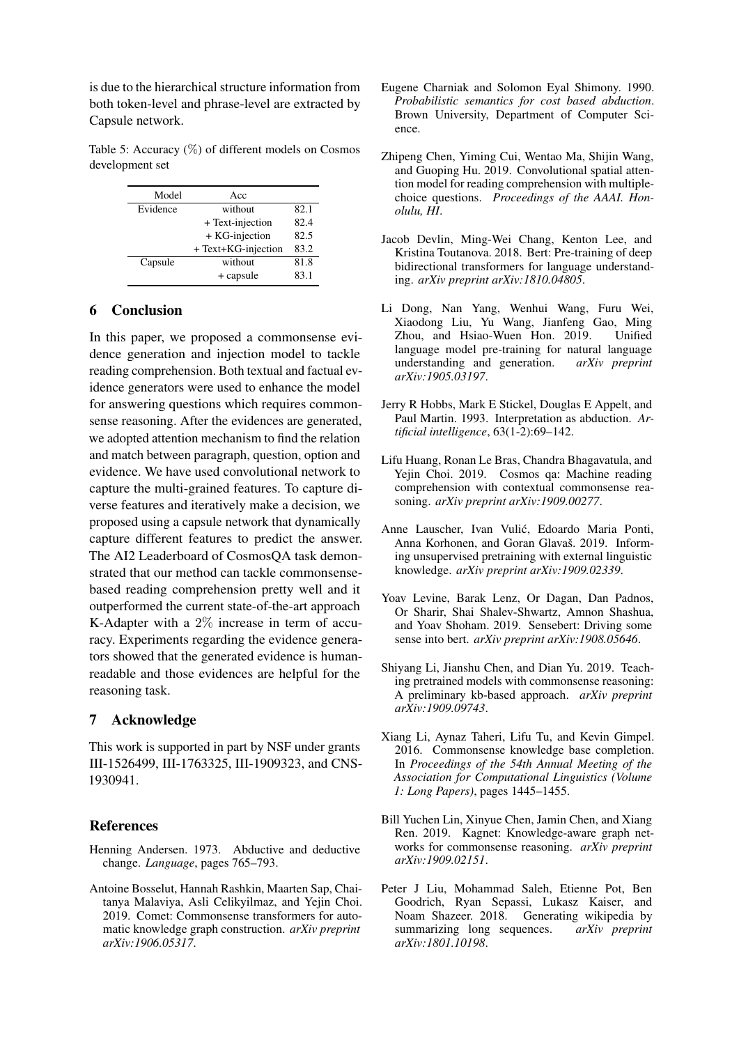is due to the hierarchical structure information from both token-level and phrase-level are extracted by Capsule network.

Table 5: Accuracy (%) of different models on Cosmos development set

| Model | Acc | |
|---|---|---|
| Evidence | without | 82.1 |
| | + Text-injection | 82.4 |
| | + KG-injection | 82.5 |
| | + Text+KG-injection | 83.2 |
| Capsule | without | 81.8 |
| | + capsule | 83.1 |

## 6 Conclusion

In this paper, we proposed a commonsense evidence generation and injection model to tackle reading comprehension. Both textual and factual evidence generators were used to enhance the model for answering questions which requires commonsense reasoning. After the evidences are generated, we adopted attention mechanism to find the relation and match between paragraph, question, option and evidence. We have used convolutional network to capture the multi-grained features. To capture diverse features and iteratively make a decision, we proposed using a capsule network that dynamically capture different features to predict the answer. The AI2 Leaderboard of CosmosQA task demonstrated that our method can tackle commonsense-based reading comprehension pretty well and it outperformed the current state-of-the-art approach K-Adapter with a 2% increase in term of accuracy. Experiments regarding the evidence generators showed that the generated evidence is human-readable and those evidences are helpful for the reasoning task.

## 7 Acknowledge

This work is supported in part by NSF under grants III-1526499, III-1763325, III-1909323, and CNS-1930941.

## References

Henning Andersen. 1973. Abductive and deductive change. *Language*, pages 765–793.

Antoine Bosselut, Hannah Rashkin, Maarten Sap, Chaitanya Malaviya, Asli Celikyilmaz, and Yejin Choi. 2019. Comet: Commonsense transformers for automatic knowledge graph construction. *arXiv preprint arXiv:1906.05317*.

Eugene Charniak and Solomon Eyal Shimony. 1990. *Probabilistic semantics for cost based abduction*. Brown University, Department of Computer Science.

Zhipeng Chen, Yiming Cui, Wentao Ma, Shijin Wang, and Guoping Hu. 2019. Convolutional spatial attention model for reading comprehension with multiple-choice questions. *Proceedings of the AAAI. Honolulu, HI*.

Jacob Devlin, Ming-Wei Chang, Kenton Lee, and Kristina Toutanova. 2018. Bert: Pre-training of deep bidirectional transformers for language understanding. *arXiv preprint arXiv:1810.04805*.

Li Dong, Nan Yang, Wenhui Wang, Furu Wei, Xiaodong Liu, Yu Wang, Jianfeng Gao, Ming Zhou, and Hsiao-Wuen Hon. 2019. Unified language model pre-training for natural language understanding and generation. *arXiv preprint arXiv:1905.03197*.

Jerry R Hobbs, Mark E Stickel, Douglas E Appelt, and Paul Martin. 1993. Interpretation as abduction. *Artificial intelligence*, 63(1-2):69–142.

Lifu Huang, Ronan Le Bras, Chandra Bhagavatula, and Yejin Choi. 2019. Cosmos qa: Machine reading comprehension with contextual commonsense reasoning. *arXiv preprint arXiv:1909.00277*.

Anne Lauscher, Ivan Vulić, Edoardo Maria Ponti, Anna Korhonen, and Goran Glavaš. 2019. Informing unsupervised pretraining with external linguistic knowledge. *arXiv preprint arXiv:1909.02339*.

Yoav Levine, Barak Lenz, Or Dagan, Dan Padnos, Or Sharir, Shai Shalev-Shwartz, Amnon Shashua, and Yoav Shoham. 2019. Sensebert: Driving some sense into bert. *arXiv preprint arXiv:1908.05646*.

Shiyang Li, Jianshu Chen, and Dian Yu. 2019. Teaching pretrained models with commonsense reasoning: A preliminary kb-based approach. *arXiv preprint arXiv:1909.09743*.

Xiang Li, Aynaz Taheri, Lifu Tu, and Kevin Gimpel. 2016. Commonsense knowledge base completion. In *Proceedings of the 54th Annual Meeting of the Association for Computational Linguistics (Volume 1: Long Papers)*, pages 1445–1455.

Bill Yuchen Lin, Xinyue Chen, Jamin Chen, and Xiang Ren. 2019. Kagnet: Knowledge-aware graph networks for commonsense reasoning. *arXiv preprint arXiv:1909.02151*.

Peter J Liu, Mohammad Saleh, Etienne Pot, Ben Goodrich, Ryan Sepassi, Lukasz Kaiser, and Noam Shazeer. 2018. Generating wikipedia by summarizing long sequences. *arXiv preprint arXiv:1801.10198*.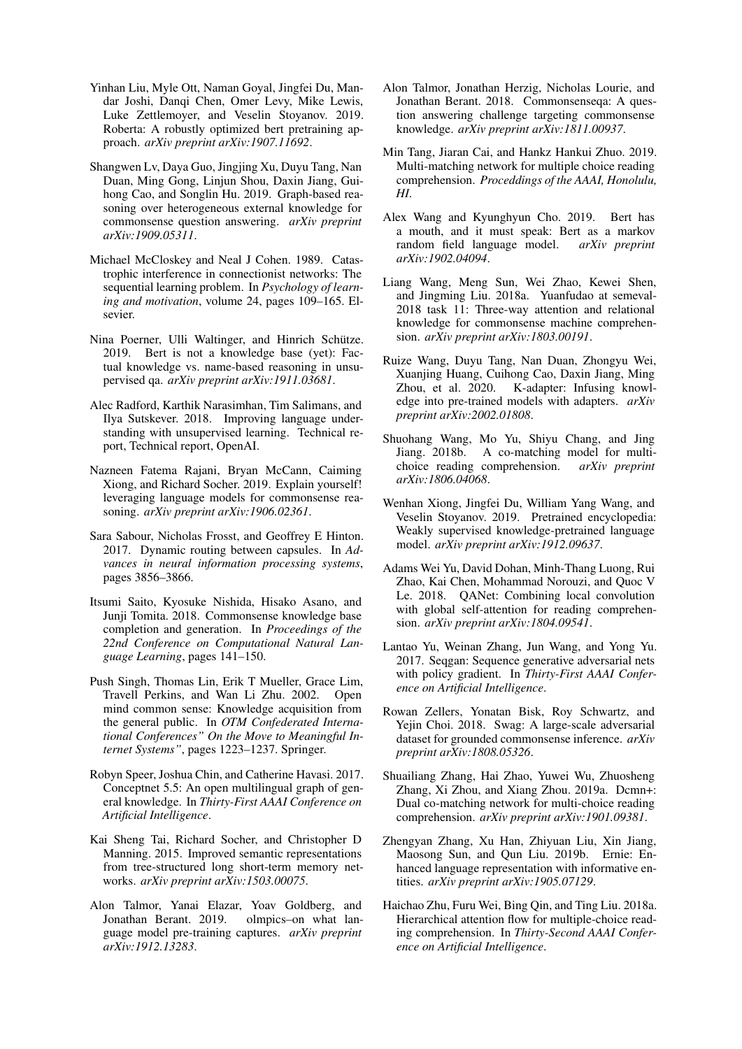Yinhan Liu, Myle Ott, Naman Goyal, Jingfei Du, Mandar Joshi, Danqi Chen, Omer Levy, Mike Lewis, Luke Zettlemoyer, and Veselin Stoyanov. 2019. Roberta: A robustly optimized bert pretraining approach. *arXiv preprint arXiv:1907.11692*.

Shangwen Lv, Daya Guo, Jingjing Xu, Duyu Tang, Nan Duan, Ming Gong, Linjun Shou, Daxin Jiang, Guihong Cao, and Songlin Hu. 2019. Graph-based reasoning over heterogeneous external knowledge for commonsense question answering. *arXiv preprint arXiv:1909.05311*.

Michael McCloskey and Neal J Cohen. 1989. Catastrophic interference in connectionist networks: The sequential learning problem. In *Psychology of learning and motivation*, volume 24, pages 109–165. Elsevier.

Nina Poerner, Ulli Waltinger, and Hinrich Schütze. 2019. Bert is not a knowledge base (yet): Factual knowledge vs. name-based reasoning in unsupervised qa. *arXiv preprint arXiv:1911.03681*.

Alec Radford, Karthik Narasimhan, Tim Salimans, and Ilya Sutskever. 2018. Improving language understanding with unsupervised learning. Technical report, Technical report, OpenAI.

Nazneen Fatema Rajani, Bryan McCann, Caiming Xiong, and Richard Socher. 2019. Explain yourself! leveraging language models for commonsense reasoning. *arXiv preprint arXiv:1906.02361*.

Sara Sabour, Nicholas Frosst, and Geoffrey E Hinton. 2017. Dynamic routing between capsules. In *Advances in neural information processing systems*, pages 3856–3866.

Itsumi Saito, Kyosuke Nishida, Hisako Asano, and Junji Tomita. 2018. Commonsense knowledge base completion and generation. In *Proceedings of the 22nd Conference on Computational Natural Language Learning*, pages 141–150.

Push Singh, Thomas Lin, Erik T Mueller, Grace Lim, Travell Perkins, and Wan Li Zhu. 2002. Open mind common sense: Knowledge acquisition from the general public. In *OTM Confederated International Conferences" On the Move to Meaningful Internet Systems"*, pages 1223–1237. Springer.

Robyn Speer, Joshua Chin, and Catherine Havasi. 2017. Conceptnet 5.5: An open multilingual graph of general knowledge. In *Thirty-First AAAI Conference on Artificial Intelligence*.

Kai Sheng Tai, Richard Socher, and Christopher D Manning. 2015. Improved semantic representations from tree-structured long short-term memory networks. *arXiv preprint arXiv:1503.00075*.

Alon Talmor, Yanai Elazar, Yoav Goldberg, and Jonathan Berant. 2019. olmpics–on what language model pre-training captures. *arXiv preprint arXiv:1912.13283*.

Alon Talmor, Jonathan Herzig, Nicholas Lourie, and Jonathan Berant. 2018. Commonsenseqa: A question answering challenge targeting commonsense knowledge. *arXiv preprint arXiv:1811.00937*.

Min Tang, Jiaran Cai, and Hankz Hankui Zhuo. 2019. Multi-matching network for multiple choice reading comprehension. *Proceddings of the AAAI, Honolulu, HI*.

Alex Wang and Kyunghyun Cho. 2019. Bert has a mouth, and it must speak: Bert as a markov random field language model. *arXiv preprint arXiv:1902.04094*.

Liang Wang, Meng Sun, Wei Zhao, Kewei Shen, and Jingming Liu. 2018a. Yuanfudao at semeval-2018 task 11: Three-way attention and relational knowledge for commonsense machine comprehension. *arXiv preprint arXiv:1803.00191*.

Ruize Wang, Duyu Tang, Nan Duan, Zhongyu Wei, Xuanjing Huang, Cuihong Cao, Daxin Jiang, Ming Zhou, et al. 2020. K-adapter: Infusing knowledge into pre-trained models with adapters. *arXiv preprint arXiv:2002.01808*.

Shuohang Wang, Mo Yu, Shiyu Chang, and Jing Jiang. 2018b. A co-matching model for multi-choice reading comprehension. *arXiv preprint arXiv:1806.04068*.

Wenhan Xiong, Jingfei Du, William Yang Wang, and Veselin Stoyanov. 2019. Pretrained encyclopedia: Weakly supervised knowledge-pretrained language model. *arXiv preprint arXiv:1912.09637*.

Adams Wei Yu, David Dohan, Minh-Thang Luong, Rui Zhao, Kai Chen, Mohammad Norouzi, and Quoc V Le. 2018. QANet: Combining local convolution with global self-attention for reading comprehension. *arXiv preprint arXiv:1804.09541*.

Lantao Yu, Weinan Zhang, Jun Wang, and Yong Yu. 2017. Seqgan: Sequence generative adversarial nets with policy gradient. In *Thirty-First AAAI Conference on Artificial Intelligence*.

Rowan Zellers, Yonatan Bisk, Roy Schwartz, and Yejin Choi. 2018. Swag: A large-scale adversarial dataset for grounded commonsense inference. *arXiv preprint arXiv:1808.05326*.

Shuailiang Zhang, Hai Zhao, Yuwei Wu, Zhuosheng Zhang, Xi Zhou, and Xiang Zhou. 2019a. Dcmn+: Dual co-matching network for multi-choice reading comprehension. *arXiv preprint arXiv:1901.09381*.

Zhengyan Zhang, Xu Han, Zhiyuan Liu, Xin Jiang, Maosong Sun, and Qun Liu. 2019b. Ernie: Enhanced language representation with informative entities. *arXiv preprint arXiv:1905.07129*.

Haichao Zhu, Furu Wei, Bing Qin, and Ting Liu. 2018a. Hierarchical attention flow for multiple-choice reading comprehension. In *Thirty-Second AAAI Conference on Artificial Intelligence*.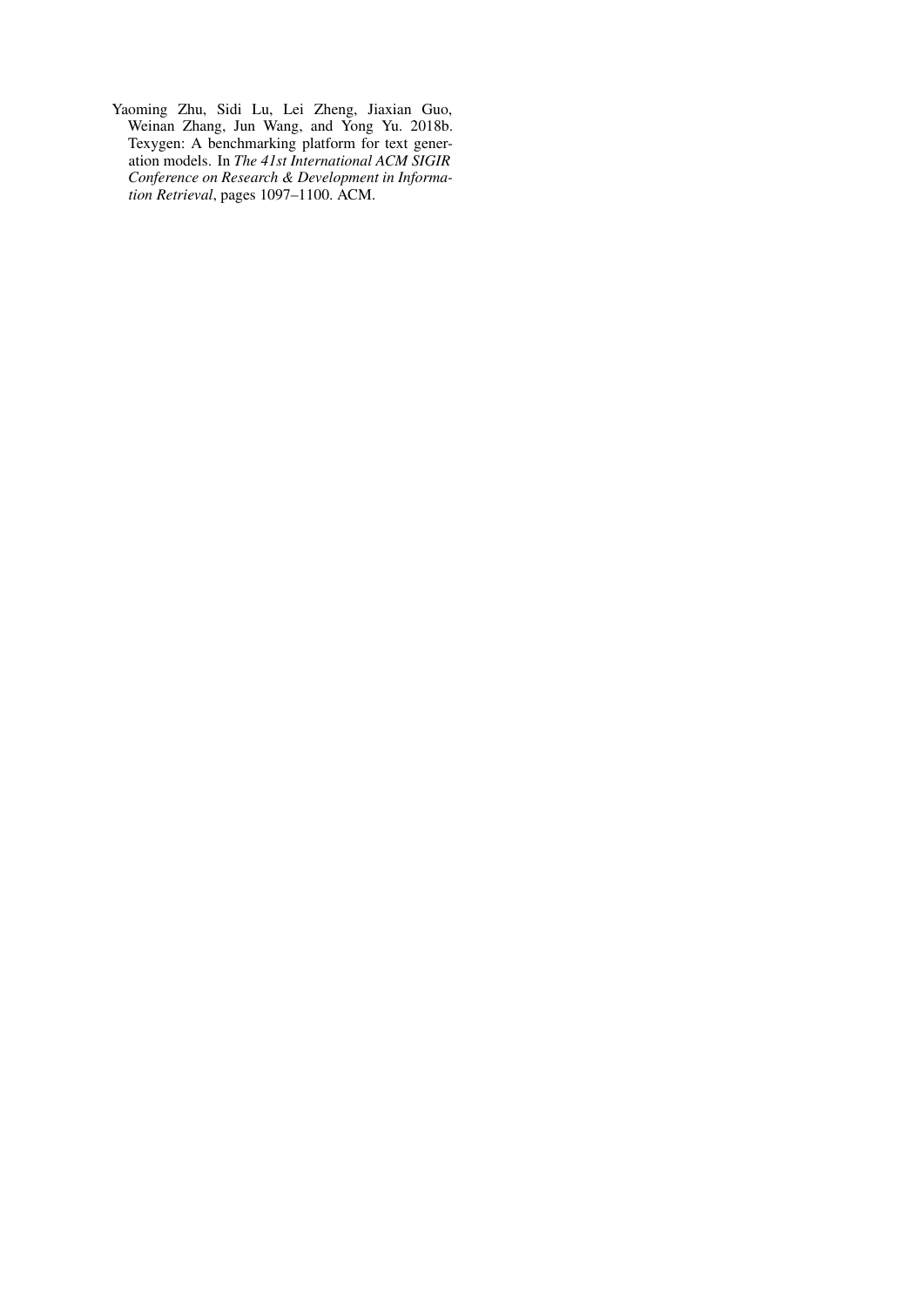Yaoming Zhu, Sidi Lu, Lei Zheng, Jiaxian Guo, Weinan Zhang, Jun Wang, and Yong Yu. 2018b. Texygen: A benchmarking platform for text generation models. In *The 41st International ACM SIGIR Conference on Research & Development in Information Retrieval*, pages 1097–1100. ACM.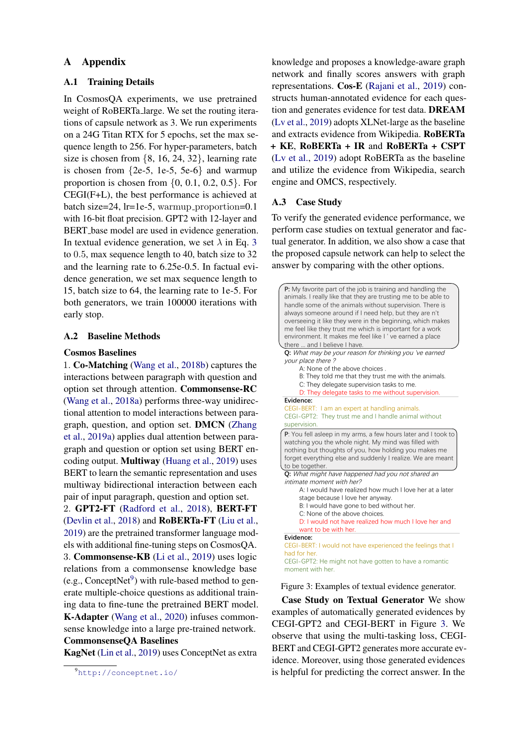# A Appendix

## A.1 Training Details

In CosmosQA experiments, we use pretrained weight of RoBERTa_large. We set the routing iterations of capsule network as 3. We run experiments on a 24G Titan RTX for 5 epochs, set the max sequence length to 256. For hyper-parameters, batch size is chosen from {8, 16, 24, 32}, learning rate is chosen from {2e-5, 1e-5, 5e-6} and warmup proportion is chosen from {0, 0.1, 0.2, 0.5}. For CEGI(F+L), the best performance is achieved at batch size=24, lr=1e-5, warmup_proportion=0.1 with 16-bit float precision. GPT2 with 12-layer and BERT_base model are used in evidence generation. In textual evidence generation, we set $\lambda$ in Eq. 3 to 0.5, max sequence length to 40, batch size to 32 and the learning rate to 6.25e-0.5. In factual evidence generation, we set max sequence length to 15, batch size to 64, the learning rate to 1e-5. For both generators, we train 100000 iterations with early stop.

## A.2 Baseline Methods

**Cosmos Baselines**

1. **Co-Matching** (Wang et al., 2018b) captures the interactions between paragraph with question and option set through attention. **Commonsense-RC** (Wang et al., 2018a) performs three-way unidirectional attention to model interactions between paragraph, question, and option set. **DMCN** (Zhang et al., 2019a) applies dual attention between paragraph and question or option set using BERT encoding output. **Multiway** (Huang et al., 2019) uses BERT to learn the semantic representation and uses multiway bidirectional interaction between each pair of input paragraph, question and option set.
2. **GPT2-FT** (Radford et al., 2018), **BERT-FT** (Devlin et al., 2018) and **RoBERTa-FT** (Liu et al., 2019) are the pretrained transformer language models with additional fine-tuning steps on CosmosQA.
3. **Commonsense-KB** (Li et al., 2019) uses logic relations from a commonsense knowledge base (e.g., ConceptNet[9]) with rule-based method to generate multiple-choice questions as additional training data to fine-tune the pretrained BERT model. **K-Adapter** (Wang et al., 2020) infuses commonsense knowledge into a large pre-trained network.

**CommonsenseQA Baselines**

**KagNet** (Lin et al., 2019) uses ConceptNet as extra knowledge and proposes a knowledge-aware graph network and finally scores answers with graph representations. **Cos-E** (Rajani et al., 2019) constructs human-annotated evidence for each question and generates evidence for test data. **DREAM** (Lv et al., 2019) adopts XLNet-large as the baseline and extracts evidence from Wikipedia. **RoBERTa + KE**, **RoBERTa + IR** and **RoBERTa + CSPT** (Lv et al., 2019) adopt RoBERTa as the baseline and utilize the evidence from Wikipedia, search engine and OMCS, respectively.

[9] http://conceptnet.io/

## A.3 Case Study

To verify the generated evidence performance, we perform case studies on textual generator and factual generator. In addition, we also show a case that the proposed capsule network can help to select the answer by comparing with the other options.

**P:** My favorite part of the job is training and handling the animals. I really like that they are trusting me to be able to handle some of the animals without supervision. There is always someone around if I need help, but they are n't overseeing it like they were in the beginning, which makes me feel like they trust me which is important for a work environment. It makes me feel like I ' ve earned a place there ... and I believe I have.

**Q:** *What may be your reason for thinking you 've earned your place there ?*

A: None of the above choices .
B: They told me that they trust me with the animals.
C: They delegate supervision tasks to me.
D: They delegate tasks to me without supervision.

**Evidence:**
CEGI-BERT: I am an expert at handling animals.
CEGI-GPT2: They trust me and I handle animal without supervision.

**P:** You fell asleep in my arms, a few hours later and I took to watching you the whole night. My mind was filled with nothing but thoughts of you, how holding you makes me forget everything else and suddenly I realize. We are meant to be together.

**Q:** *What might have happened had you not shared an intimate moment with her?*

A: I would have realized how much I love her at a later stage because I love her anyway.
B: I would have gone to bed without her.
C: None of the above choices.
D: I would not have realized how much I love her and want to be with her.

**Evidence:**
CEGI-BERT: I would not have experienced the feelings that I had for her.
CEGI-GPT2: He might not have gotten to have a romantic moment with her.

Figure 3: Examples of textual evidence generator.

**Case Study on Textual Generator** We show examples of automatically generated evidences by CEGI-GPT2 and CEGI-BERT in Figure 3. We observe that using the multi-tasking loss, CEGI-BERT and CEGI-GPT2 generates more accurate evidence. Moreover, using those generated evidences is helpful for predicting the correct answer. In the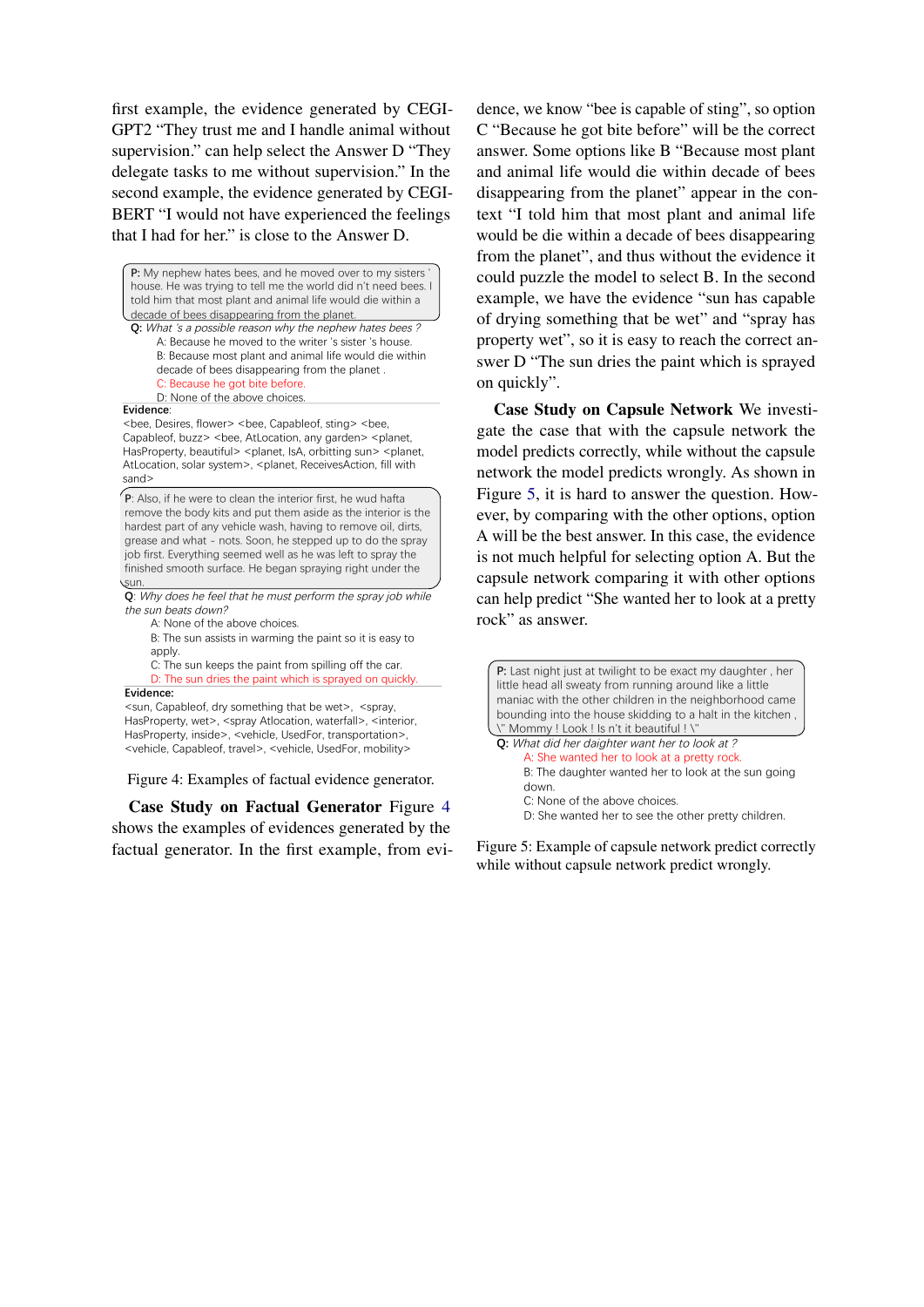first example, the evidence generated by CEGI-GPT2 "They trust me and I handle animal without supervision." can help select the Answer D "They delegate tasks to me without supervision." In the second example, the evidence generated by CEGI-BERT "I would not have experienced the feelings that I had for her." is close to the Answer D.

**P:** My nephew hates bees, and he moved over to my sisters ' house. He was trying to tell me the world did n't need bees. I told him that most plant and animal life would die within a decade of bees disappearing from the planet.

**Q:** *What 's a possible reason why the nephew hates bees ?*

A: Because he moved to the writer 's sister 's house.

B: Because most plant and animal life would die within decade of bees disappearing from the planet .

C: Because he got bite before.

D: None of the above choices.

**Evidence**:

<bee, Desires, flower> <bee, Capableof, sting> <bee, Capableof, buzz> <bee, AtLocation, any garden> <planet, HasProperty, beautiful> <planet, IsA, orbitting sun> <planet, AtLocation, solar system>, <planet, ReceivesAction, fill with sand>

**P**: Also, if he were to clean the interior first, he wud hafta remove the body kits and put them aside as the interior is the hardest part of any vehicle wash, having to remove oil, dirts, grease and what - nots. Soon, he stepped up to do the spray job first. Everything seemed well as he was left to spray the finished smooth surface. He began spraying right under the sun.

**Q**: *Why does he feel that he must perform the spray job while the sun beats down?*

A: None of the above choices.

B: The sun assists in warming the paint so it is easy to apply.

C: The sun keeps the paint from spilling off the car.

D: The sun dries the paint which is sprayed on quickly.

**Evidence:**

<sun, Capableof, dry something that be wet>, <spray, HasProperty, wet>, <spray Atlocation, waterfall>, <interior, HasProperty, inside>, <vehicle, UsedFor, transportation>, <vehicle, Capableof, travel>, <vehicle, UsedFor, mobility>

Figure 4: Examples of factual evidence generator.

**Case Study on Factual Generator** Figure 4 shows the examples of evidences generated by the factual generator. In the first example, from evidence, we know "bee is capable of sting", so option C "Because he got bite before" will be the correct answer. Some options like B "Because most plant and animal life would die within decade of bees disappearing from the planet" appear in the context "I told him that most plant and animal life would be die within a decade of bees disappearing from the planet", and thus without the evidence it could puzzle the model to select B. In the second example, we have the evidence "sun has capable of drying something that be wet" and "spray has property wet", so it is easy to reach the correct answer D "The sun dries the paint which is sprayed on quickly".

**Case Study on Capsule Network** We investigate the case that with the capsule network the model predicts correctly, while without the capsule network the model predicts wrongly. As shown in Figure 5, it is hard to answer the question. However, by comparing with the other options, option A will be the best answer. In this case, the evidence is not much helpful for selecting option A. But the capsule network comparing it with other options can help predict "She wanted her to look at a pretty rock" as answer.

**P:** Last night just at twilight to be exact my daughter , her little head all sweaty from running around like a little maniac with the other children in the neighborhood came bounding into the house skidding to a halt in the kitchen , \" Mommy ! Look ! Is n't it beautiful ! \"

**Q:** *What did her daighter want for her to look at ?*

A: She wanted her to look at a pretty rock.

B: The daughter wanted her to look at the sun going down.

C: None of the above choices.

D: She wanted her to see the other pretty children.

Figure 5: Example of capsule network predict correctly while without capsule network predict wrongly.